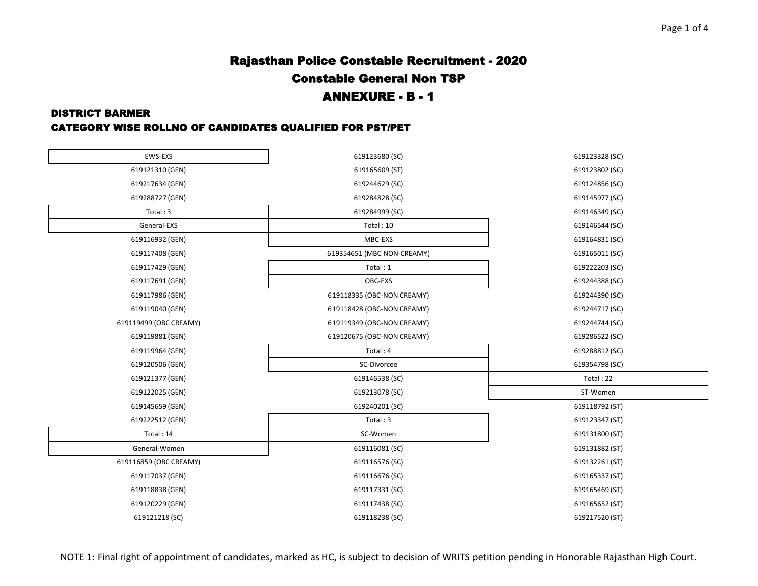# Rajasthan Police Constable Recruitment - 2020

## Constable General Non TSP

## ANNEXURE - B - 1

### DISTRICT BARMER

### CATEGORY WISE ROLLNO OF CANDIDATES QUALIFIED FOR PST/PET

**EWS-EXS**

- 619121310 (GEN)
- 619217634 (GEN)
- 619288727 (GEN)

Total : 3

**General-EXS**

- 619116932 (GEN)
- 619117408 (GEN)
- 619117429 (GEN)
- 619117691 (GEN)
- 619117986 (GEN)
- 619119040 (GEN)
- 619119499 (OBC CREAMY)
- 619119881 (GEN)
- 619119964 (GEN)
- 619120506 (GEN)
- 619121377 (GEN)
- 619122025 (GEN)
- 619145659 (GEN)
- 619222512 (GEN)

Total : 14

**General-Women**

- 619116859 (OBC CREAMY)
- 619117037 (GEN)
- 619118838 (GEN)
- 619120229 (GEN)
- 619121218 (SC)
- 619123680 (SC)
- 619165609 (ST)
- 619244629 (SC)
- 619284828 (SC)
- 619284999 (SC)

Total : 10

**MBC-EXS**

- 619354651 (MBC NON-CREAMY)

Total : 1

**OBC-EXS**

- 619118335 (OBC-NON CREAMY)
- 619118428 (OBC-NON CREAMY)
- 619119349 (OBC-NON CREAMY)
- 619120675 (OBC-NON CREAMY)

Total : 4

**SC-Divorcee**

- 619146538 (SC)
- 619213078 (SC)
- 619240201 (SC)

Total : 3

**SC-Women**

- 619116081 (SC)
- 619116576 (SC)
- 619116676 (SC)
- 619117331 (SC)
- 619117438 (SC)
- 619118238 (SC)
- 619123328 (SC)
- 619123802 (SC)
- 619124856 (SC)
- 619145977 (SC)
- 619146349 (SC)
- 619146544 (SC)
- 619164831 (SC)
- 619165011 (SC)
- 619222203 (SC)
- 619244388 (SC)
- 619244390 (SC)
- 619244717 (SC)
- 619244744 (SC)
- 619286522 (SC)
- 619288812 (SC)
- 619354798 (SC)

Total : 22

**ST-Women**

- 619118792 (ST)
- 619123347 (ST)
- 619131800 (ST)
- 619131882 (ST)
- 619132261 (ST)
- 619165337 (ST)
- 619165469 (ST)
- 619165652 (ST)
- 619217520 (ST)

NOTE 1: Final right of appointment of candidates, marked as HC, is subject to decision of WRITS petition pending in Honorable Rajasthan High Court.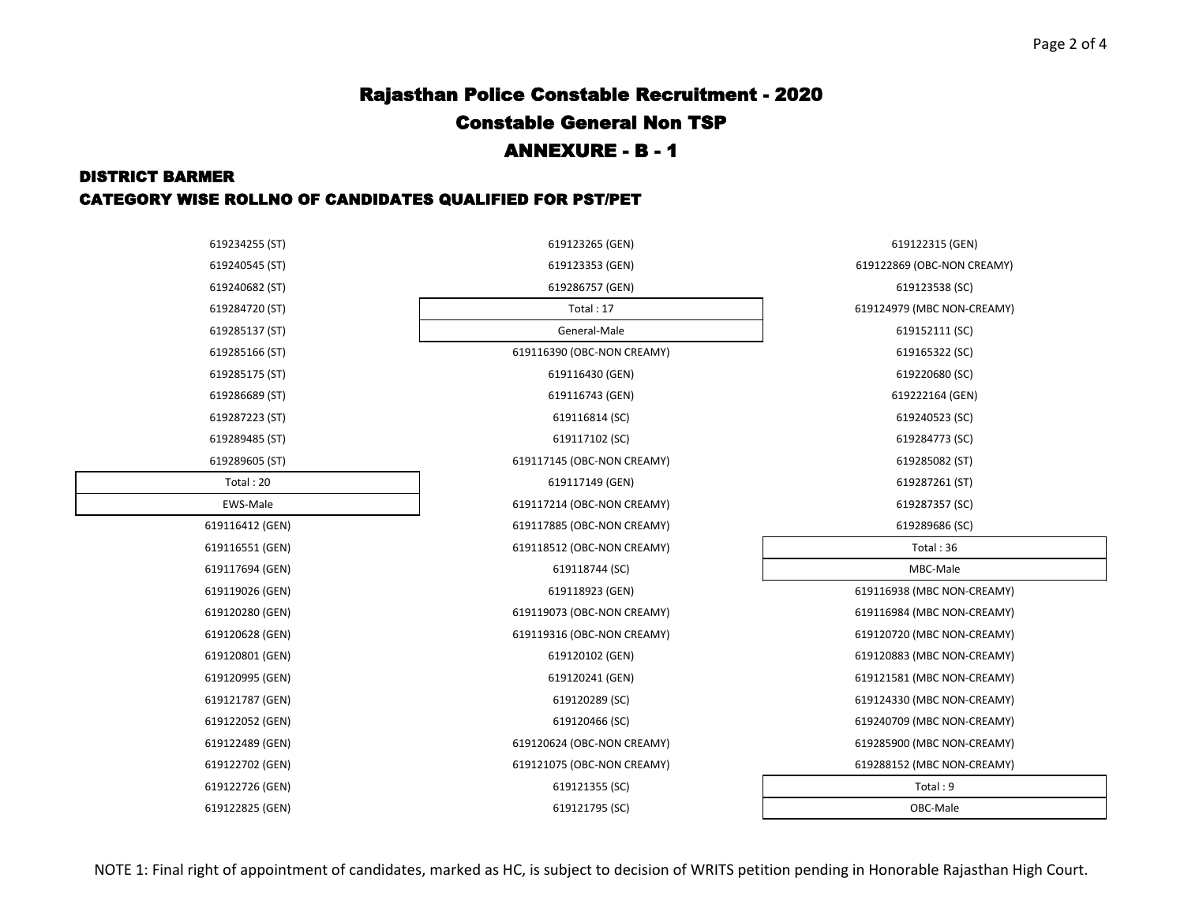# Rajasthan Police Constable Recruitment - 2020

## Constable General Non TSP

## ANNEXURE - B - 1

### DISTRICT BARMER

### CATEGORY WISE ROLLNO OF CANDIDATES QUALIFIED FOR PST/PET

619234255 (ST)
619240545 (ST)
619240682 (ST)
619284720 (ST)
619285137 (ST)
619285166 (ST)
619285175 (ST)
619286689 (ST)
619287223 (ST)
619289485 (ST)
619289605 (ST)

**Total : 20**

**EWS-Male**

619116412 (GEN)
619116551 (GEN)
619117694 (GEN)
619119026 (GEN)
619120280 (GEN)
619120628 (GEN)
619120801 (GEN)
619120995 (GEN)
619121787 (GEN)
619122052 (GEN)
619122489 (GEN)
619122702 (GEN)
619122726 (GEN)
619122825 (GEN)
619123265 (GEN)
619123353 (GEN)
619286757 (GEN)

**Total : 17**

**General-Male**

619116390 (OBC-NON CREAMY)
619116430 (GEN)
619116743 (GEN)
619116814 (SC)
619117102 (SC)
619117145 (OBC-NON CREAMY)
619117149 (GEN)
619117214 (OBC-NON CREAMY)
619117885 (OBC-NON CREAMY)
619118512 (OBC-NON CREAMY)
619118744 (SC)
619118923 (GEN)
619119073 (OBC-NON CREAMY)
619119316 (OBC-NON CREAMY)
619120102 (GEN)
619120241 (GEN)
619120289 (SC)
619120466 (SC)
619120624 (OBC-NON CREAMY)
619121075 (OBC-NON CREAMY)
619121355 (SC)
619121795 (SC)
619122315 (GEN)
619122869 (OBC-NON CREAMY)
619123538 (SC)
619124979 (MBC NON-CREAMY)
619152111 (SC)
619165322 (SC)
619220680 (SC)
619222164 (GEN)
619240523 (SC)
619284773 (SC)
619285082 (ST)
619287261 (ST)
619287357 (SC)
619289686 (SC)

**Total : 36**

**MBC-Male**

619116938 (MBC NON-CREAMY)
619116984 (MBC NON-CREAMY)
619120720 (MBC NON-CREAMY)
619120883 (MBC NON-CREAMY)
619121581 (MBC NON-CREAMY)
619124330 (MBC NON-CREAMY)
619240709 (MBC NON-CREAMY)
619285900 (MBC NON-CREAMY)
619288152 (MBC NON-CREAMY)

**Total : 9**

**OBC-Male**

NOTE 1: Final right of appointment of candidates, marked as HC, is subject to decision of WRITS petition pending in Honorable Rajasthan High Court.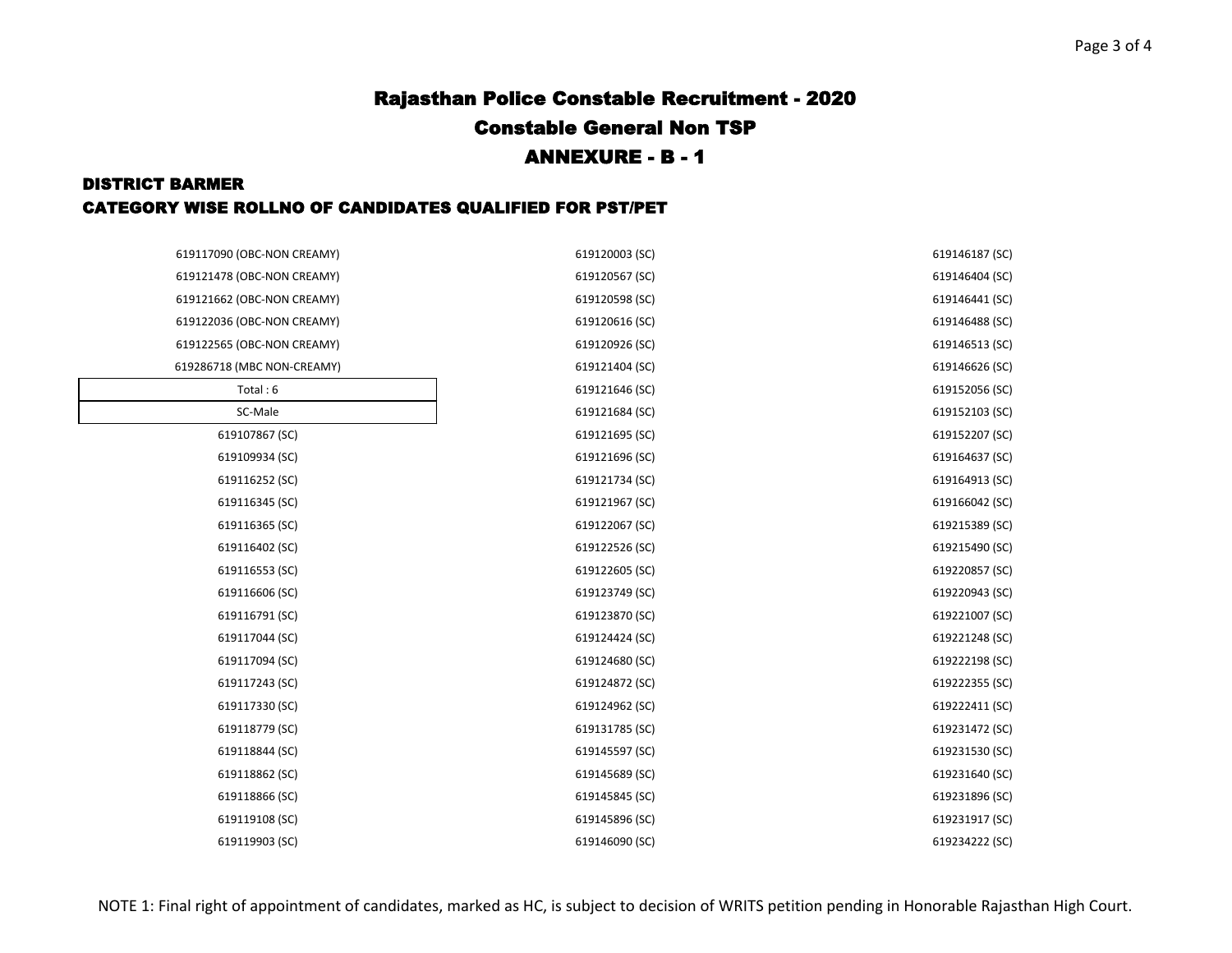# Rajasthan Police Constable Recruitment - 2020

## Constable General Non TSP

## ANNEXURE - B - 1

### DISTRICT BARMER

### CATEGORY WISE ROLLNO OF CANDIDATES QUALIFIED FOR PST/PET

619117090 (OBC-NON CREAMY)
619121478 (OBC-NON CREAMY)
619121662 (OBC-NON CREAMY)
619122036 (OBC-NON CREAMY)
619122565 (OBC-NON CREAMY)
619286718 (MBC NON-CREAMY)

Total : 6

SC-Male

619107867 (SC)
619109934 (SC)
619116252 (SC)
619116345 (SC)
619116365 (SC)
619116402 (SC)
619116553 (SC)
619116606 (SC)
619116791 (SC)
619117044 (SC)
619117094 (SC)
619117243 (SC)
619117330 (SC)
619118779 (SC)
619118844 (SC)
619118862 (SC)
619118866 (SC)
619119108 (SC)
619119903 (SC)
619120003 (SC)
619120567 (SC)
619120598 (SC)
619120616 (SC)
619120926 (SC)
619121404 (SC)
619121646 (SC)
619121684 (SC)
619121695 (SC)
619121696 (SC)
619121734 (SC)
619121967 (SC)
619122067 (SC)
619122526 (SC)
619122605 (SC)
619123749 (SC)
619123870 (SC)
619124424 (SC)
619124680 (SC)
619124872 (SC)
619124962 (SC)
619131785 (SC)
619145597 (SC)
619145689 (SC)
619145845 (SC)
619145896 (SC)
619146090 (SC)
619146187 (SC)
619146404 (SC)
619146441 (SC)
619146488 (SC)
619146513 (SC)
619146626 (SC)
619152056 (SC)
619152103 (SC)
619152207 (SC)
619164637 (SC)
619164913 (SC)
619166042 (SC)
619215389 (SC)
619215490 (SC)
619220857 (SC)
619220943 (SC)
619221007 (SC)
619221248 (SC)
619222198 (SC)
619222355 (SC)
619222411 (SC)
619231472 (SC)
619231530 (SC)
619231640 (SC)
619231896 (SC)
619231917 (SC)
619234222 (SC)

NOTE 1: Final right of appointment of candidates, marked as HC, is subject to decision of WRITS petition pending in Honorable Rajasthan High Court.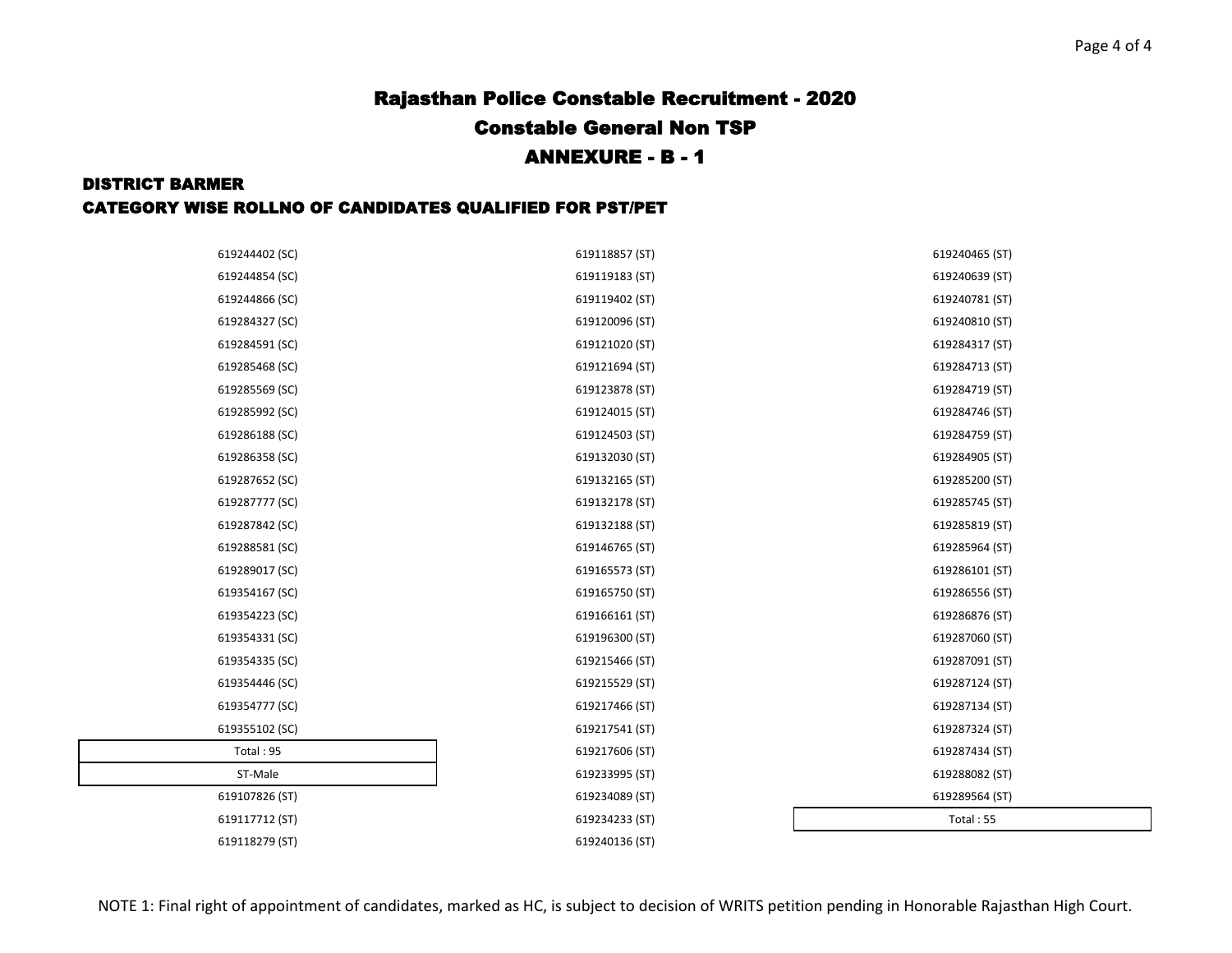# Rajasthan Police Constable Recruitment - 2020

## Constable General Non TSP

## ANNEXURE - B - 1

### DISTRICT BARMER

### CATEGORY WISE ROLLNO OF CANDIDATES QUALIFIED FOR PST/PET

619244402 (SC)
619244854 (SC)
619244866 (SC)
619284327 (SC)
619284591 (SC)
619285468 (SC)
619285569 (SC)
619285992 (SC)
619286188 (SC)
619286358 (SC)
619287652 (SC)
619287777 (SC)
619287842 (SC)
619288581 (SC)
619289017 (SC)
619354167 (SC)
619354223 (SC)
619354331 (SC)
619354335 (SC)
619354446 (SC)
619354777 (SC)
619355102 (SC)

Total : 95

**ST-Male**

619107826 (ST)
619117712 (ST)
619118279 (ST)
619118857 (ST)
619119183 (ST)
619119402 (ST)
619120096 (ST)
619121020 (ST)
619121694 (ST)
619123878 (ST)
619124015 (ST)
619124503 (ST)
619132030 (ST)
619132165 (ST)
619132178 (ST)
619132188 (ST)
619146765 (ST)
619165573 (ST)
619165750 (ST)
619166161 (ST)
619196300 (ST)
619215466 (ST)
619215529 (ST)
619217466 (ST)
619217541 (ST)
619217606 (ST)
619233995 (ST)
619234089 (ST)
619234233 (ST)
619240136 (ST)
619240465 (ST)
619240639 (ST)
619240781 (ST)
619240810 (ST)
619284317 (ST)
619284713 (ST)
619284719 (ST)
619284746 (ST)
619284759 (ST)
619284905 (ST)
619285200 (ST)
619285745 (ST)
619285819 (ST)
619285964 (ST)
619286101 (ST)
619286556 (ST)
619286876 (ST)
619287060 (ST)
619287091 (ST)
619287124 (ST)
619287134 (ST)
619287324 (ST)
619287434 (ST)
619288082 (ST)
619289564 (ST)

Total : 55

NOTE 1: Final right of appointment of candidates, marked as HC, is subject to decision of WRITS petition pending in Honorable Rajasthan High Court.